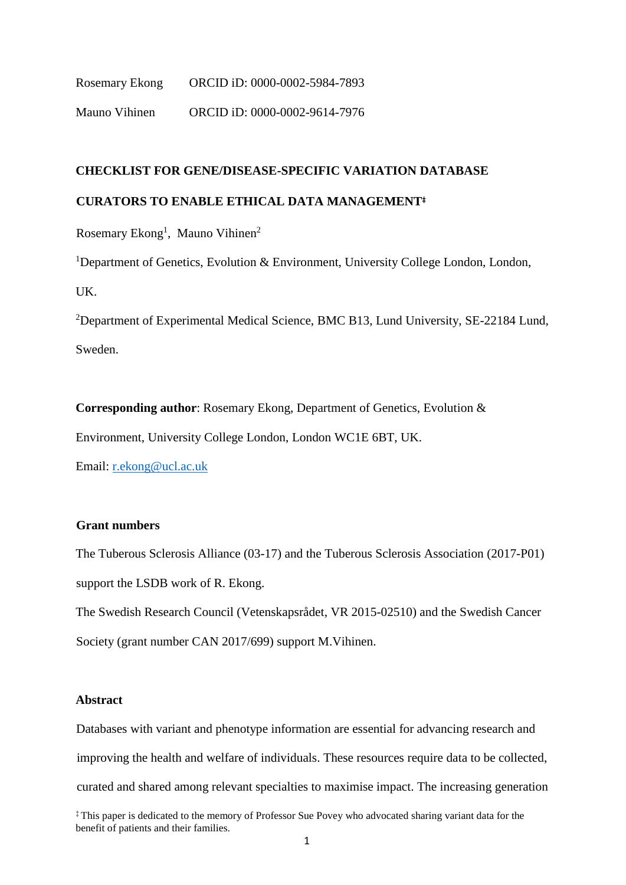Rosemary Ekong ORCID iD: 0000-0002-5984-7893

Mauno Vihinen ORCID iD: 0000-0002-9614-7976

# CHECKLIST FOR GENE/DISEASE-SPECIFIC VARIATION DATABASE CURATORS TO ENABLE ETHICAL DATA MANAGEMENT[‡]

Rosemary Ekong[1], Mauno Vihinen[2]

[1]Department of Genetics, Evolution & Environment, University College London, London, UK.

[2]Department of Experimental Medical Science, BMC B13, Lund University, SE-22184 Lund, Sweden.

**Corresponding author**: Rosemary Ekong, Department of Genetics, Evolution & Environment, University College London, London WC1E 6BT, UK.

Email: r.ekong@ucl.ac.uk

## Grant numbers

The Tuberous Sclerosis Alliance (03-17) and the Tuberous Sclerosis Association (2017-P01) support the LSDB work of R. Ekong.

The Swedish Research Council (Vetenskapsrådet, VR 2015-02510) and the Swedish Cancer Society (grant number CAN 2017/699) support M.Vihinen.

## Abstract

Databases with variant and phenotype information are essential for advancing research and improving the health and welfare of individuals. These resources require data to be collected, curated and shared among relevant specialties to maximise impact. The increasing generation

[‡] This paper is dedicated to the memory of Professor Sue Povey who advocated sharing variant data for the benefit of patients and their families.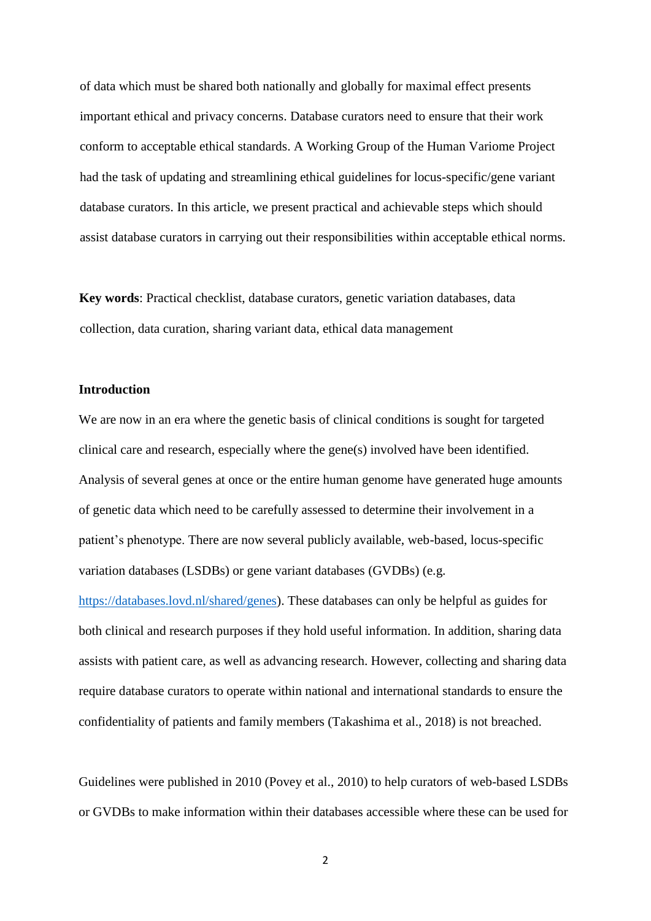of data which must be shared both nationally and globally for maximal effect presents important ethical and privacy concerns. Database curators need to ensure that their work conform to acceptable ethical standards. A Working Group of the Human Variome Project had the task of updating and streamlining ethical guidelines for locus-specific/gene variant database curators. In this article, we present practical and achievable steps which should assist database curators in carrying out their responsibilities within acceptable ethical norms.

**Key words**: Practical checklist, database curators, genetic variation databases, data collection, data curation, sharing variant data, ethical data management

## Introduction

We are now in an era where the genetic basis of clinical conditions is sought for targeted clinical care and research, especially where the gene(s) involved have been identified. Analysis of several genes at once or the entire human genome have generated huge amounts of genetic data which need to be carefully assessed to determine their involvement in a patient's phenotype. There are now several publicly available, web-based, locus-specific variation databases (LSDBs) or gene variant databases (GVDBs) (e.g. https://databases.lovd.nl/shared/genes). These databases can only be helpful as guides for both clinical and research purposes if they hold useful information. In addition, sharing data assists with patient care, as well as advancing research. However, collecting and sharing data require database curators to operate within national and international standards to ensure the confidentiality of patients and family members (Takashima et al., 2018) is not breached.

Guidelines were published in 2010 (Povey et al., 2010) to help curators of web-based LSDBs or GVDBs to make information within their databases accessible where these can be used for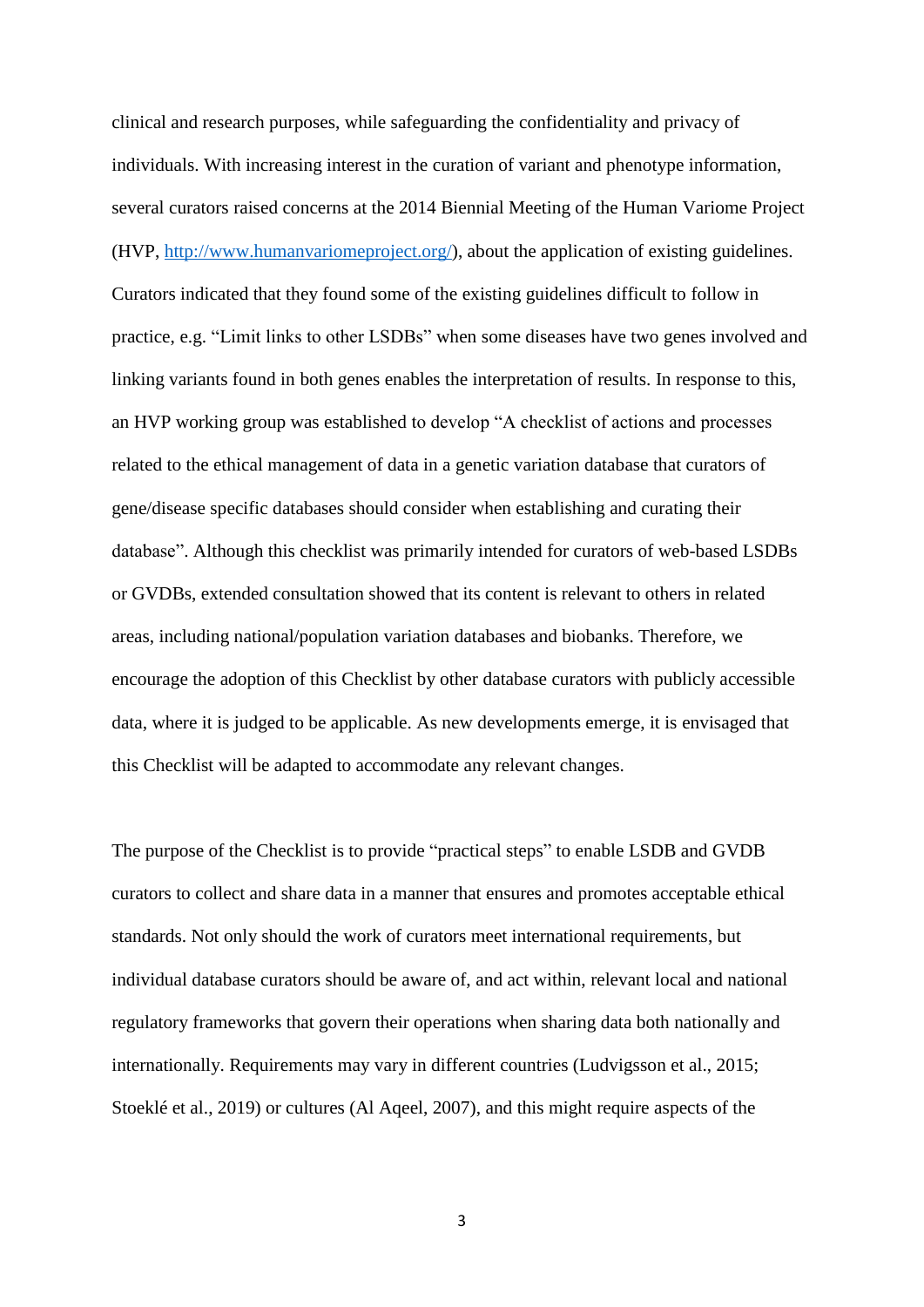clinical and research purposes, while safeguarding the confidentiality and privacy of individuals. With increasing interest in the curation of variant and phenotype information, several curators raised concerns at the 2014 Biennial Meeting of the Human Variome Project (HVP, http://www.humanvariomeproject.org/), about the application of existing guidelines. Curators indicated that they found some of the existing guidelines difficult to follow in practice, e.g. "Limit links to other LSDBs" when some diseases have two genes involved and linking variants found in both genes enables the interpretation of results. In response to this, an HVP working group was established to develop "A checklist of actions and processes related to the ethical management of data in a genetic variation database that curators of gene/disease specific databases should consider when establishing and curating their database". Although this checklist was primarily intended for curators of web-based LSDBs or GVDBs, extended consultation showed that its content is relevant to others in related areas, including national/population variation databases and biobanks. Therefore, we encourage the adoption of this Checklist by other database curators with publicly accessible data, where it is judged to be applicable. As new developments emerge, it is envisaged that this Checklist will be adapted to accommodate any relevant changes.

The purpose of the Checklist is to provide "practical steps" to enable LSDB and GVDB curators to collect and share data in a manner that ensures and promotes acceptable ethical standards. Not only should the work of curators meet international requirements, but individual database curators should be aware of, and act within, relevant local and national regulatory frameworks that govern their operations when sharing data both nationally and internationally. Requirements may vary in different countries (Ludvigsson et al., 2015; Stoeklé et al., 2019) or cultures (Al Aqeel, 2007), and this might require aspects of the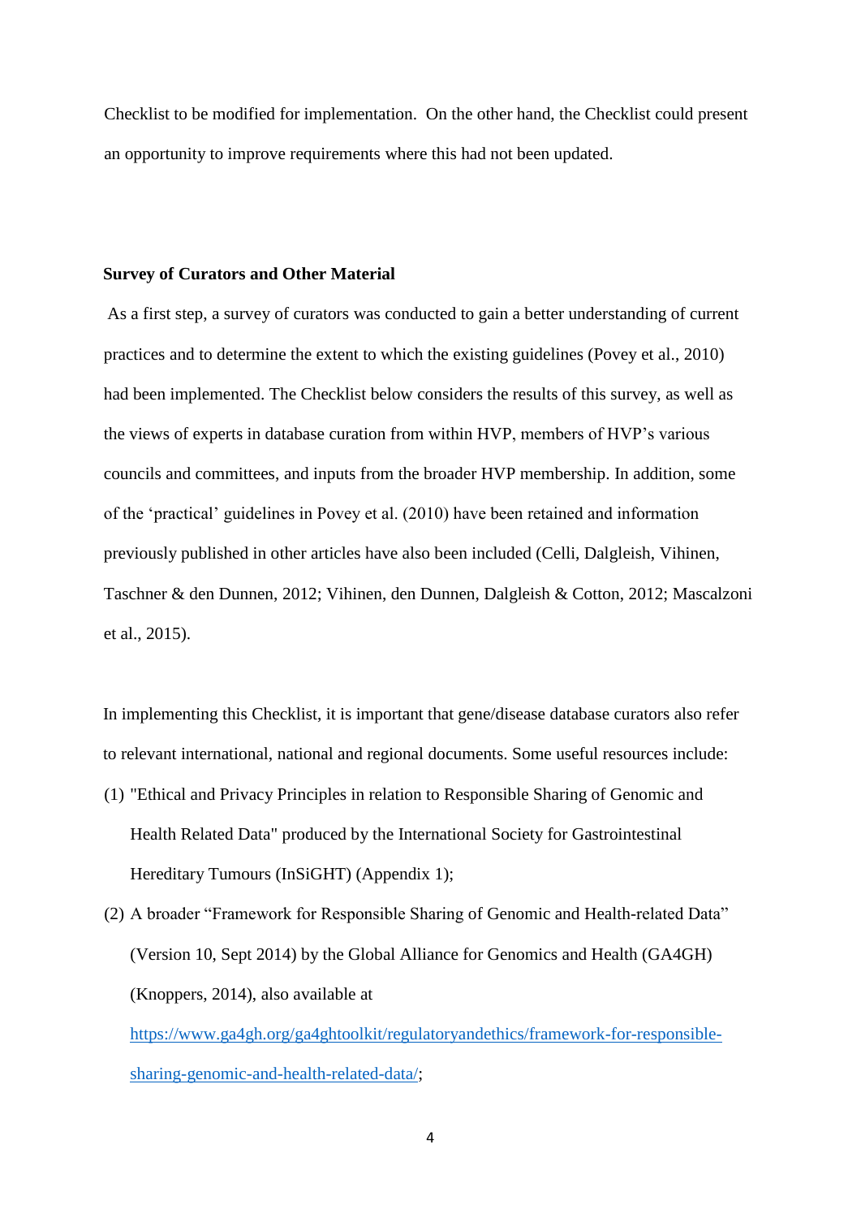Checklist to be modified for implementation. On the other hand, the Checklist could present an opportunity to improve requirements where this had not been updated.

**Survey of Curators and Other Material**

As a first step, a survey of curators was conducted to gain a better understanding of current practices and to determine the extent to which the existing guidelines (Povey et al., 2010) had been implemented. The Checklist below considers the results of this survey, as well as the views of experts in database curation from within HVP, members of HVP's various councils and committees, and inputs from the broader HVP membership. In addition, some of the 'practical' guidelines in Povey et al. (2010) have been retained and information previously published in other articles have also been included (Celli, Dalgleish, Vihinen, Taschner & den Dunnen, 2012; Vihinen, den Dunnen, Dalgleish & Cotton, 2012; Mascalzoni et al., 2015).

In implementing this Checklist, it is important that gene/disease database curators also refer to relevant international, national and regional documents. Some useful resources include:

(1) "Ethical and Privacy Principles in relation to Responsible Sharing of Genomic and Health Related Data" produced by the International Society for Gastrointestinal Hereditary Tumours (InSiGHT) (Appendix 1);

(2) A broader "Framework for Responsible Sharing of Genomic and Health-related Data" (Version 10, Sept 2014) by the Global Alliance for Genomics and Health (GA4GH) (Knoppers, 2014), also available at https://www.ga4gh.org/ga4ghtoolkit/regulatoryandethics/framework-for-responsible-sharing-genomic-and-health-related-data/;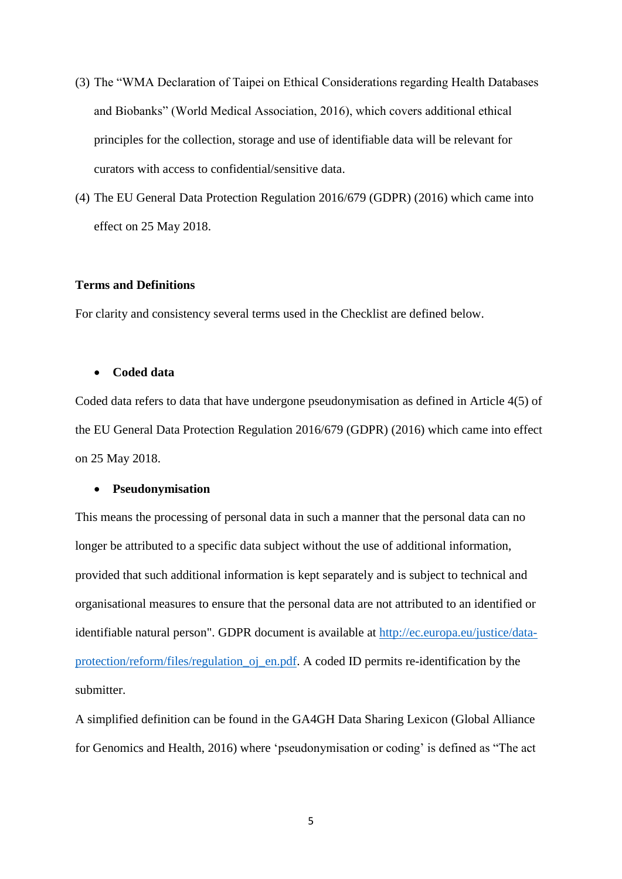(3) The "WMA Declaration of Taipei on Ethical Considerations regarding Health Databases and Biobanks" (World Medical Association, 2016), which covers additional ethical principles for the collection, storage and use of identifiable data will be relevant for curators with access to confidential/sensitive data.

(4) The EU General Data Protection Regulation 2016/679 (GDPR) (2016) which came into effect on 25 May 2018.

**Terms and Definitions**

For clarity and consistency several terms used in the Checklist are defined below.

- **Coded data**

Coded data refers to data that have undergone pseudonymisation as defined in Article 4(5) of the EU General Data Protection Regulation 2016/679 (GDPR) (2016) which came into effect on 25 May 2018.

- **Pseudonymisation**

This means the processing of personal data in such a manner that the personal data can no longer be attributed to a specific data subject without the use of additional information, provided that such additional information is kept separately and is subject to technical and organisational measures to ensure that the personal data are not attributed to an identified or identifiable natural person". GDPR document is available at [http://ec.europa.eu/justice/data-protection/reform/files/regulation_oj_en.pdf](http://ec.europa.eu/justice/data-protection/reform/files/regulation_oj_en.pdf). A coded ID permits re-identification by the submitter.

A simplified definition can be found in the GA4GH Data Sharing Lexicon (Global Alliance for Genomics and Health, 2016) where 'pseudonymisation or coding' is defined as "The act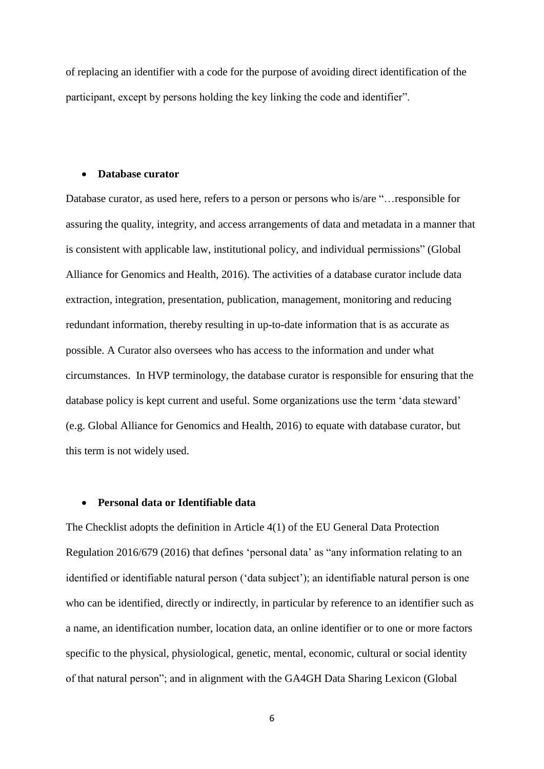of replacing an identifier with a code for the purpose of avoiding direct identification of the participant, except by persons holding the key linking the code and identifier".

- **Database curator**

Database curator, as used here, refers to a person or persons who is/are "…responsible for assuring the quality, integrity, and access arrangements of data and metadata in a manner that is consistent with applicable law, institutional policy, and individual permissions" (Global Alliance for Genomics and Health, 2016). The activities of a database curator include data extraction, integration, presentation, publication, management, monitoring and reducing redundant information, thereby resulting in up-to-date information that is as accurate as possible. A Curator also oversees who has access to the information and under what circumstances. In HVP terminology, the database curator is responsible for ensuring that the database policy is kept current and useful. Some organizations use the term 'data steward' (e.g. Global Alliance for Genomics and Health, 2016) to equate with database curator, but this term is not widely used.

- **Personal data or Identifiable data**

The Checklist adopts the definition in Article 4(1) of the EU General Data Protection Regulation 2016/679 (2016) that defines 'personal data' as "any information relating to an identified or identifiable natural person ('data subject'); an identifiable natural person is one who can be identified, directly or indirectly, in particular by reference to an identifier such as a name, an identification number, location data, an online identifier or to one or more factors specific to the physical, physiological, genetic, mental, economic, cultural or social identity of that natural person"; and in alignment with the GA4GH Data Sharing Lexicon (Global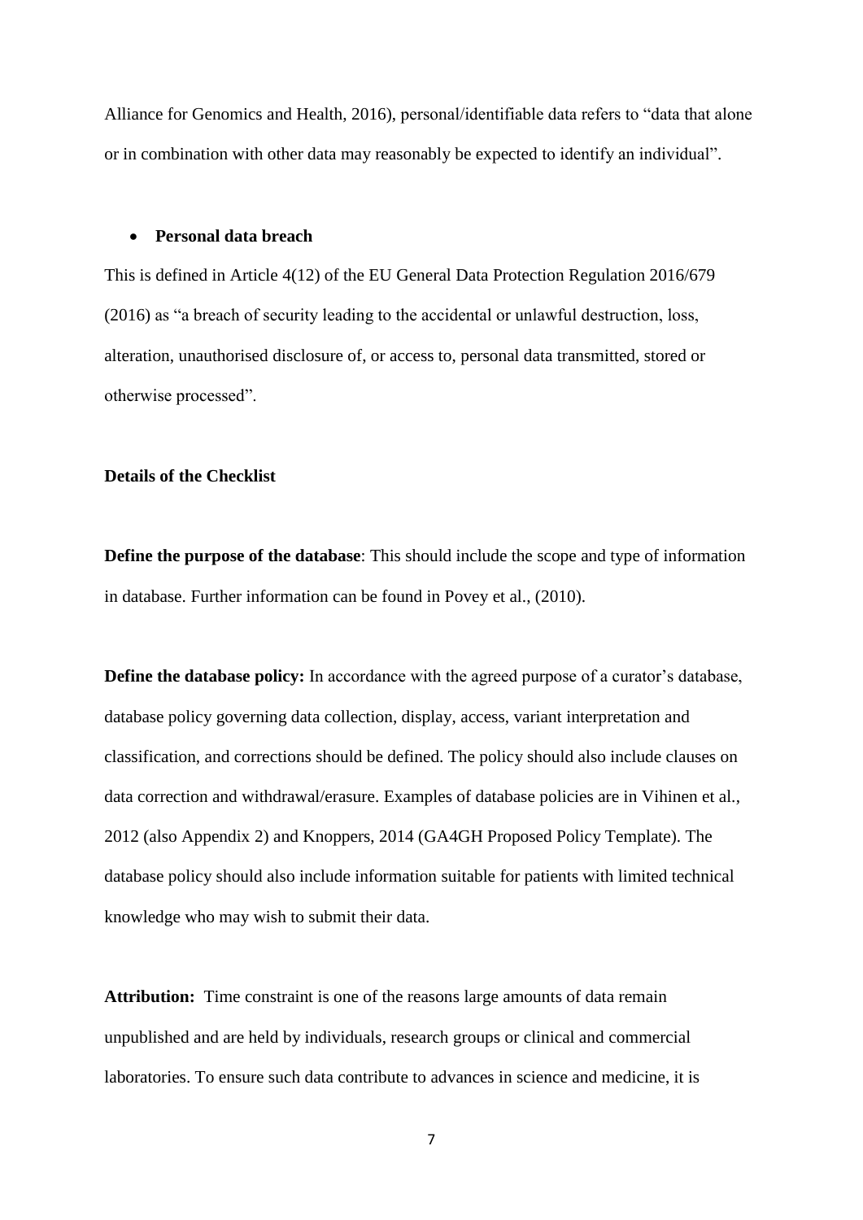Alliance for Genomics and Health, 2016), personal/identifiable data refers to "data that alone or in combination with other data may reasonably be expected to identify an individual".

- **Personal data breach**

This is defined in Article 4(12) of the EU General Data Protection Regulation 2016/679 (2016) as "a breach of security leading to the accidental or unlawful destruction, loss, alteration, unauthorised disclosure of, or access to, personal data transmitted, stored or otherwise processed".

**Details of the Checklist**

**Define the purpose of the database**: This should include the scope and type of information in database. Further information can be found in Povey et al., (2010).

**Define the database policy:** In accordance with the agreed purpose of a curator's database, database policy governing data collection, display, access, variant interpretation and classification, and corrections should be defined. The policy should also include clauses on data correction and withdrawal/erasure. Examples of database policies are in Vihinen et al., 2012 (also Appendix 2) and Knoppers, 2014 (GA4GH Proposed Policy Template). The database policy should also include information suitable for patients with limited technical knowledge who may wish to submit their data.

**Attribution:** Time constraint is one of the reasons large amounts of data remain unpublished and are held by individuals, research groups or clinical and commercial laboratories. To ensure such data contribute to advances in science and medicine, it is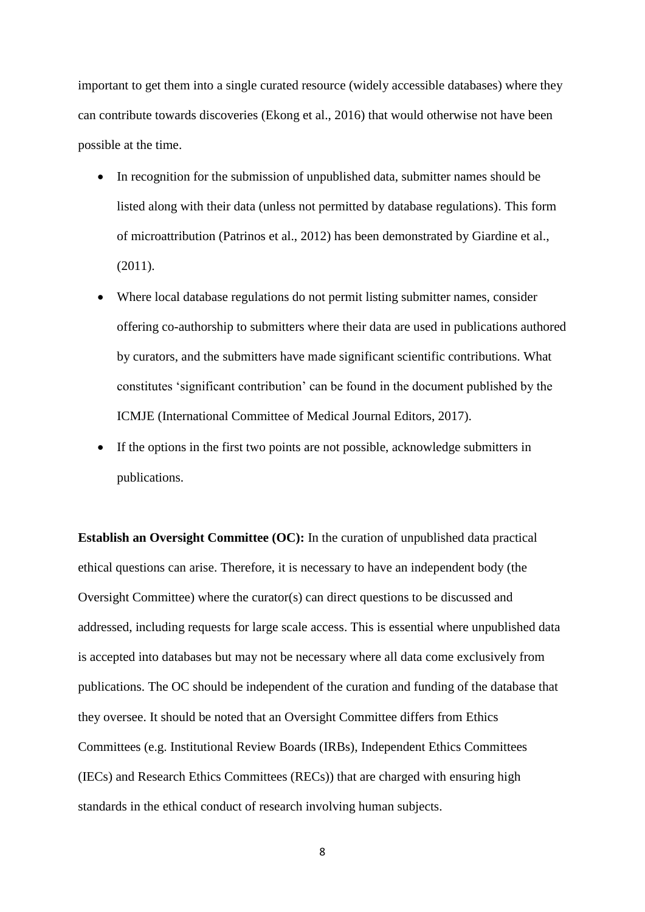important to get them into a single curated resource (widely accessible databases) where they can contribute towards discoveries (Ekong et al., 2016) that would otherwise not have been possible at the time.

- In recognition for the submission of unpublished data, submitter names should be listed along with their data (unless not permitted by database regulations). This form of microattribution (Patrinos et al., 2012) has been demonstrated by Giardine et al., (2011).
- Where local database regulations do not permit listing submitter names, consider offering co-authorship to submitters where their data are used in publications authored by curators, and the submitters have made significant scientific contributions. What constitutes 'significant contribution' can be found in the document published by the ICMJE (International Committee of Medical Journal Editors, 2017).
- If the options in the first two points are not possible, acknowledge submitters in publications.

**Establish an Oversight Committee (OC):** In the curation of unpublished data practical ethical questions can arise. Therefore, it is necessary to have an independent body (the Oversight Committee) where the curator(s) can direct questions to be discussed and addressed, including requests for large scale access. This is essential where unpublished data is accepted into databases but may not be necessary where all data come exclusively from publications. The OC should be independent of the curation and funding of the database that they oversee. It should be noted that an Oversight Committee differs from Ethics Committees (e.g. Institutional Review Boards (IRBs), Independent Ethics Committees (IECs) and Research Ethics Committees (RECs)) that are charged with ensuring high standards in the ethical conduct of research involving human subjects.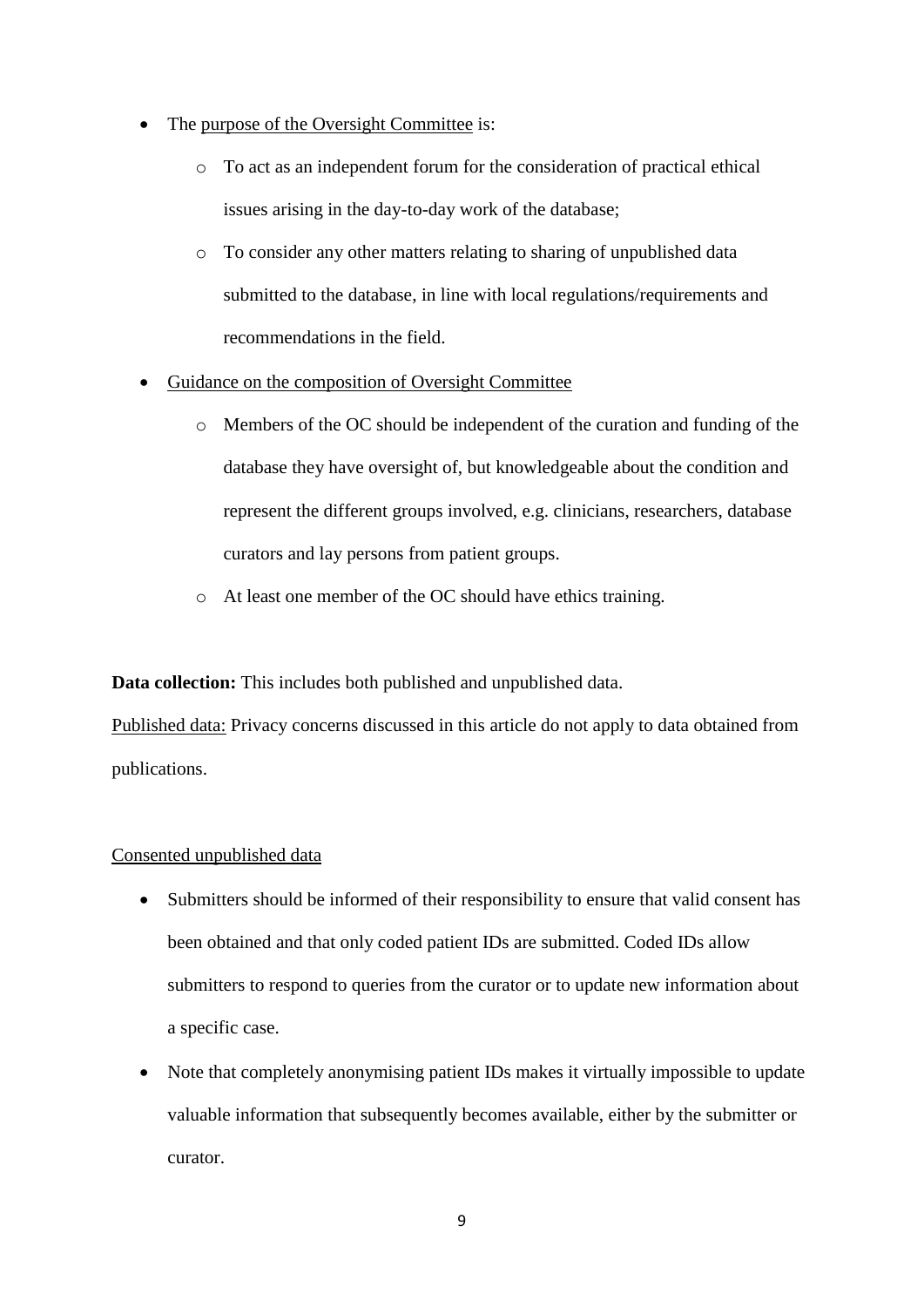- The purpose of the Oversight Committee is:
    - To act as an independent forum for the consideration of practical ethical issues arising in the day-to-day work of the database;
    - To consider any other matters relating to sharing of unpublished data submitted to the database, in line with local regulations/requirements and recommendations in the field.
- Guidance on the composition of Oversight Committee
    - Members of the OC should be independent of the curation and funding of the database they have oversight of, but knowledgeable about the condition and represent the different groups involved, e.g. clinicians, researchers, database curators and lay persons from patient groups.
    - At least one member of the OC should have ethics training.

**Data collection:** This includes both published and unpublished data.

Published data: Privacy concerns discussed in this article do not apply to data obtained from publications.

Consented unpublished data

- Submitters should be informed of their responsibility to ensure that valid consent has been obtained and that only coded patient IDs are submitted. Coded IDs allow submitters to respond to queries from the curator or to update new information about a specific case.
- Note that completely anonymising patient IDs makes it virtually impossible to update valuable information that subsequently becomes available, either by the submitter or curator.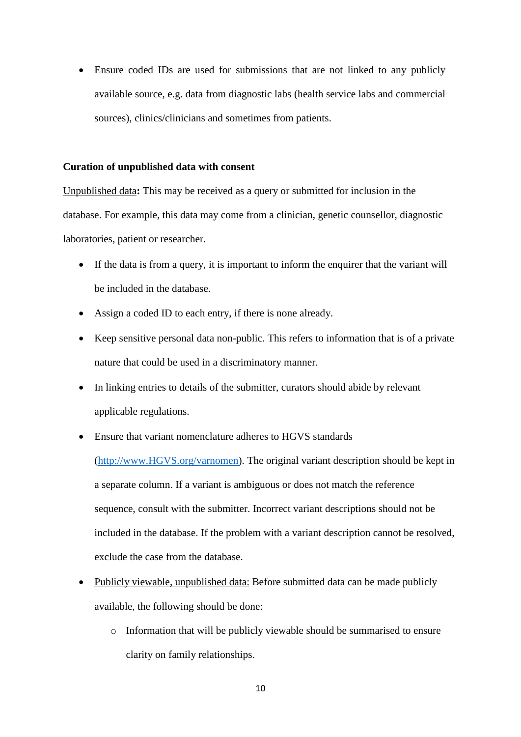- Ensure coded IDs are used for submissions that are not linked to any publicly available source, e.g. data from diagnostic labs (health service labs and commercial sources), clinics/clinicians and sometimes from patients.

**Curation of unpublished data with consent**

Unpublished data**:** This may be received as a query or submitted for inclusion in the database. For example, this data may come from a clinician, genetic counsellor, diagnostic laboratories, patient or researcher.

- If the data is from a query, it is important to inform the enquirer that the variant will be included in the database.
- Assign a coded ID to each entry, if there is none already.
- Keep sensitive personal data non-public. This refers to information that is of a private nature that could be used in a discriminatory manner.
- In linking entries to details of the submitter, curators should abide by relevant applicable regulations.
- Ensure that variant nomenclature adheres to HGVS standards ([http://www.HGVS.org/varnomen](http://www.HGVS.org/varnomen)). The original variant description should be kept in a separate column. If a variant is ambiguous or does not match the reference sequence, consult with the submitter. Incorrect variant descriptions should not be included in the database. If the problem with a variant description cannot be resolved, exclude the case from the database.
- Publicly viewable, unpublished data: Before submitted data can be made publicly available, the following should be done:
  - Information that will be publicly viewable should be summarised to ensure clarity on family relationships.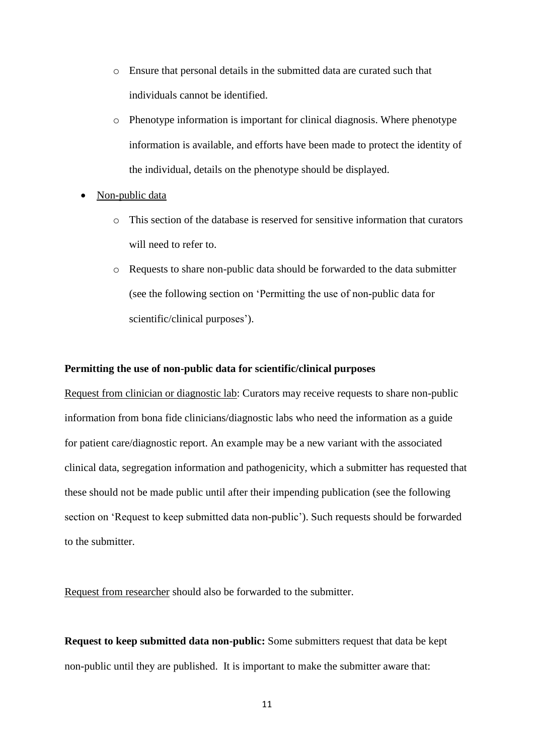- Ensure that personal details in the submitted data are curated such that individuals cannot be identified.
  - Phenotype information is important for clinical diagnosis. Where phenotype information is available, and efforts have been made to protect the identity of the individual, details on the phenotype should be displayed.

- Non-public data
  - This section of the database is reserved for sensitive information that curators will need to refer to.
  - Requests to share non-public data should be forwarded to the data submitter (see the following section on 'Permitting the use of non-public data for scientific/clinical purposes').

**Permitting the use of non-public data for scientific/clinical purposes**

Request from clinician or diagnostic lab: Curators may receive requests to share non-public information from bona fide clinicians/diagnostic labs who need the information as a guide for patient care/diagnostic report. An example may be a new variant with the associated clinical data, segregation information and pathogenicity, which a submitter has requested that these should not be made public until after their impending publication (see the following section on 'Request to keep submitted data non-public'). Such requests should be forwarded to the submitter.

Request from researcher should also be forwarded to the submitter.

**Request to keep submitted data non-public:** Some submitters request that data be kept non-public until they are published. It is important to make the submitter aware that: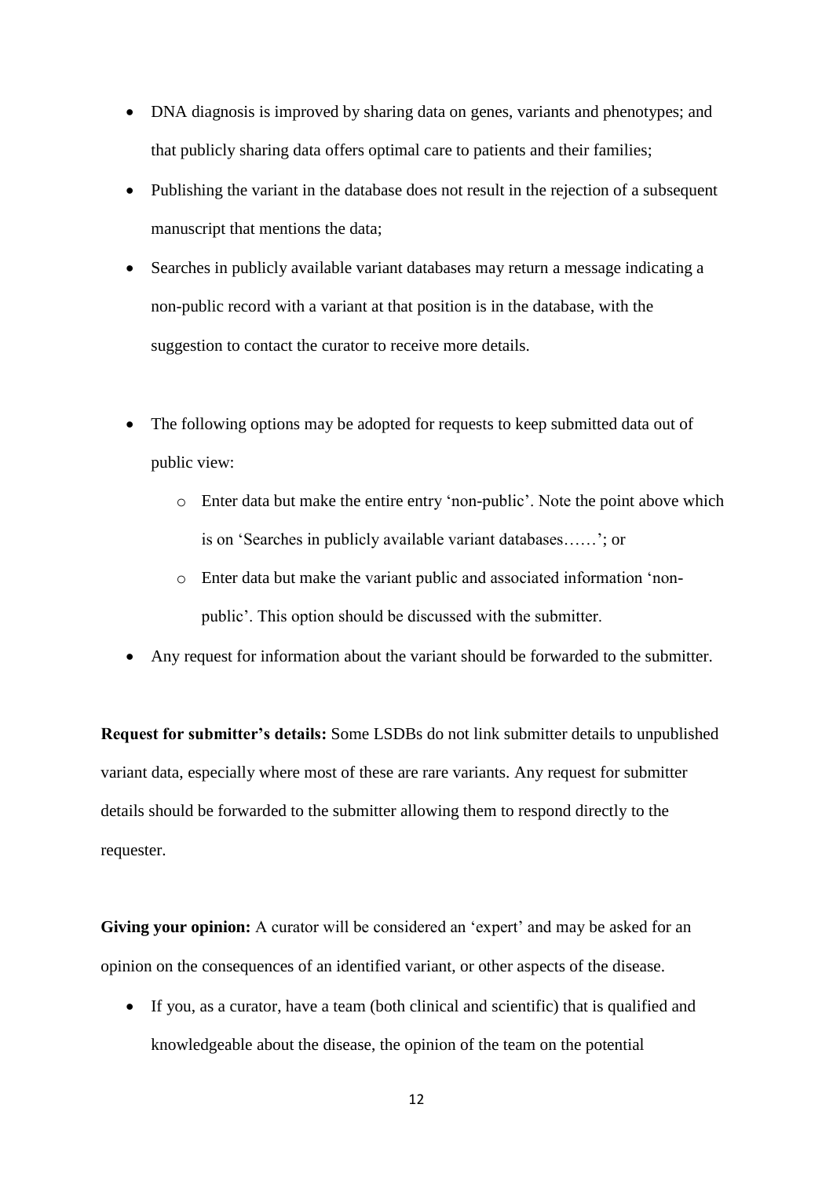- DNA diagnosis is improved by sharing data on genes, variants and phenotypes; and that publicly sharing data offers optimal care to patients and their families;
- Publishing the variant in the database does not result in the rejection of a subsequent manuscript that mentions the data;
- Searches in publicly available variant databases may return a message indicating a non-public record with a variant at that position is in the database, with the suggestion to contact the curator to receive more details.

- The following options may be adopted for requests to keep submitted data out of public view:
    - Enter data but make the entire entry 'non-public'. Note the point above which is on 'Searches in publicly available variant databases……'; or
    - Enter data but make the variant public and associated information 'non-public'. This option should be discussed with the submitter.
- Any request for information about the variant should be forwarded to the submitter.

**Request for submitter's details:** Some LSDBs do not link submitter details to unpublished variant data, especially where most of these are rare variants. Any request for submitter details should be forwarded to the submitter allowing them to respond directly to the requester.

**Giving your opinion:** A curator will be considered an 'expert' and may be asked for an opinion on the consequences of an identified variant, or other aspects of the disease.

- If you, as a curator, have a team (both clinical and scientific) that is qualified and knowledgeable about the disease, the opinion of the team on the potential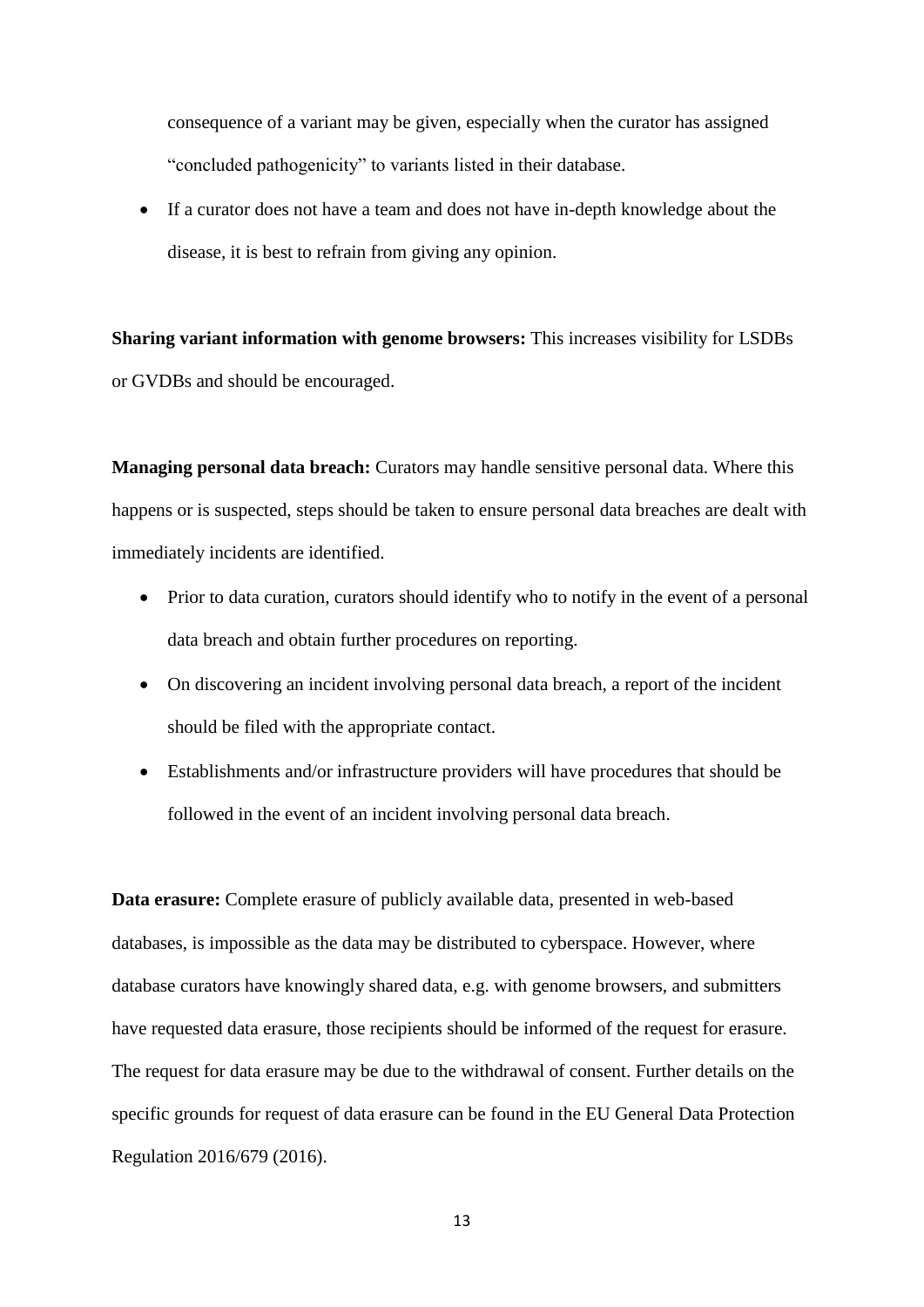consequence of a variant may be given, especially when the curator has assigned "concluded pathogenicity" to variants listed in their database.

- If a curator does not have a team and does not have in-depth knowledge about the disease, it is best to refrain from giving any opinion.

**Sharing variant information with genome browsers:** This increases visibility for LSDBs or GVDBs and should be encouraged.

**Managing personal data breach:** Curators may handle sensitive personal data. Where this happens or is suspected, steps should be taken to ensure personal data breaches are dealt with immediately incidents are identified.

- Prior to data curation, curators should identify who to notify in the event of a personal data breach and obtain further procedures on reporting.
- On discovering an incident involving personal data breach, a report of the incident should be filed with the appropriate contact.
- Establishments and/or infrastructure providers will have procedures that should be followed in the event of an incident involving personal data breach.

**Data erasure:** Complete erasure of publicly available data, presented in web-based databases, is impossible as the data may be distributed to cyberspace. However, where database curators have knowingly shared data, e.g. with genome browsers, and submitters have requested data erasure, those recipients should be informed of the request for erasure. The request for data erasure may be due to the withdrawal of consent. Further details on the specific grounds for request of data erasure can be found in the EU General Data Protection Regulation 2016/679 (2016).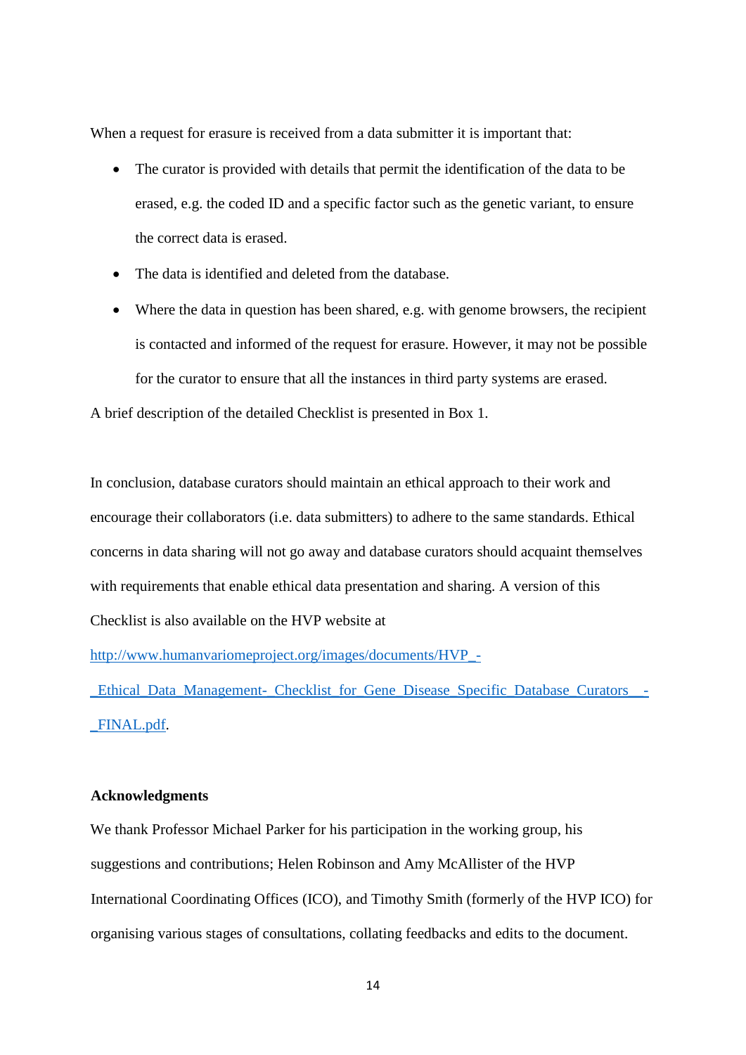When a request for erasure is received from a data submitter it is important that:

- The curator is provided with details that permit the identification of the data to be erased, e.g. the coded ID and a specific factor such as the genetic variant, to ensure the correct data is erased.
- The data is identified and deleted from the database.
- Where the data in question has been shared, e.g. with genome browsers, the recipient is contacted and informed of the request for erasure. However, it may not be possible for the curator to ensure that all the instances in third party systems are erased.

A brief description of the detailed Checklist is presented in Box 1.

In conclusion, database curators should maintain an ethical approach to their work and encourage their collaborators (i.e. data submitters) to adhere to the same standards. Ethical concerns in data sharing will not go away and database curators should acquaint themselves with requirements that enable ethical data presentation and sharing. A version of this Checklist is also available on the HVP website at http://www.humanvariomeproject.org/images/documents/HVP_-_Ethical_Data_Management-_Checklist_for_Gene_Disease_Specific_Database_Curators__-_FINAL.pdf.

**Acknowledgments**

We thank Professor Michael Parker for his participation in the working group, his suggestions and contributions; Helen Robinson and Amy McAllister of the HVP International Coordinating Offices (ICO), and Timothy Smith (formerly of the HVP ICO) for organising various stages of consultations, collating feedbacks and edits to the document.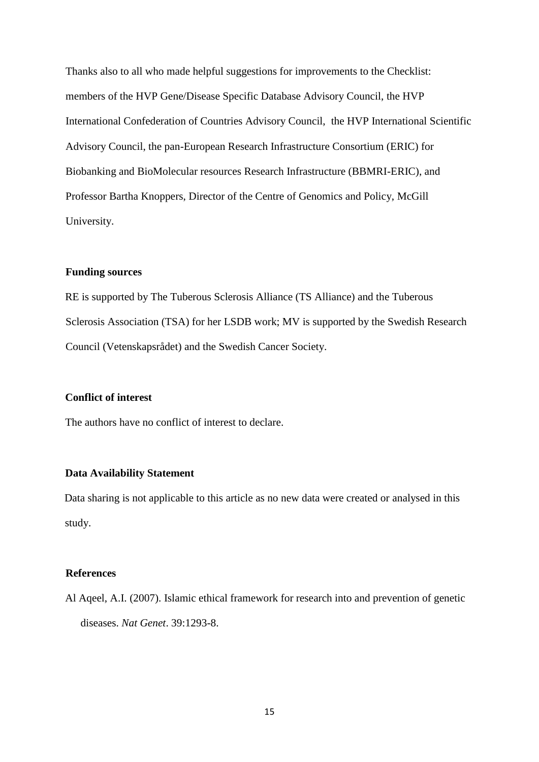Thanks also to all who made helpful suggestions for improvements to the Checklist: members of the HVP Gene/Disease Specific Database Advisory Council, the HVP International Confederation of Countries Advisory Council, the HVP International Scientific Advisory Council, the pan-European Research Infrastructure Consortium (ERIC) for Biobanking and BioMolecular resources Research Infrastructure (BBMRI-ERIC), and Professor Bartha Knoppers, Director of the Centre of Genomics and Policy, McGill University.

**Funding sources**

RE is supported by The Tuberous Sclerosis Alliance (TS Alliance) and the Tuberous Sclerosis Association (TSA) for her LSDB work; MV is supported by the Swedish Research Council (Vetenskapsrådet) and the Swedish Cancer Society.

**Conflict of interest**

The authors have no conflict of interest to declare.

**Data Availability Statement**

Data sharing is not applicable to this article as no new data were created or analysed in this study.

**References**

Al Aqeel, A.I. (2007). Islamic ethical framework for research into and prevention of genetic diseases. *Nat Genet*. 39:1293-8.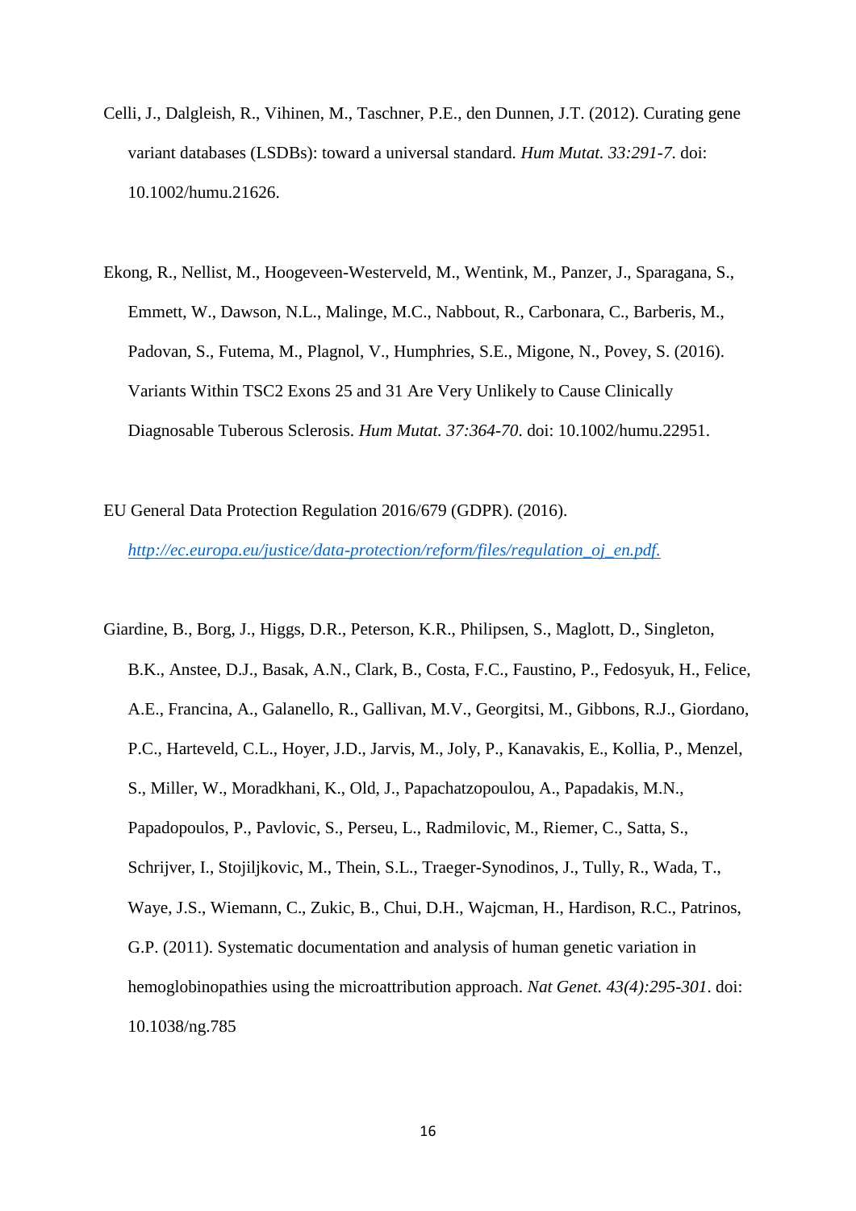Celli, J., Dalgleish, R., Vihinen, M., Taschner, P.E., den Dunnen, J.T. (2012). Curating gene variant databases (LSDBs): toward a universal standard. *Hum Mutat. 33:291-7*. doi: 10.1002/humu.21626.

Ekong, R., Nellist, M., Hoogeveen-Westerveld, M., Wentink, M., Panzer, J., Sparagana, S., Emmett, W., Dawson, N.L., Malinge, M.C., Nabbout, R., Carbonara, C., Barberis, M., Padovan, S., Futema, M., Plagnol, V., Humphries, S.E., Migone, N., Povey, S. (2016). Variants Within TSC2 Exons 25 and 31 Are Very Unlikely to Cause Clinically Diagnosable Tuberous Sclerosis. *Hum Mutat. 37:364-70*. doi: 10.1002/humu.22951.

EU General Data Protection Regulation 2016/679 (GDPR). (2016). [http://ec.europa.eu/justice/data-protection/reform/files/regulation_oj_en.pdf.](http://ec.europa.eu/justice/data-protection/reform/files/regulation_oj_en.pdf)

Giardine, B., Borg, J., Higgs, D.R., Peterson, K.R., Philipsen, S., Maglott, D., Singleton, B.K., Anstee, D.J., Basak, A.N., Clark, B., Costa, F.C., Faustino, P., Fedosyuk, H., Felice, A.E., Francina, A., Galanello, R., Gallivan, M.V., Georgitsi, M., Gibbons, R.J., Giordano, P.C., Harteveld, C.L., Hoyer, J.D., Jarvis, M., Joly, P., Kanavakis, E., Kollia, P., Menzel, S., Miller, W., Moradkhani, K., Old, J., Papachatzopoulou, A., Papadakis, M.N., Papadopoulos, P., Pavlovic, S., Perseu, L., Radmilovic, M., Riemer, C., Satta, S., Schrijver, I., Stojiljkovic, M., Thein, S.L., Traeger-Synodinos, J., Tully, R., Wada, T., Waye, J.S., Wiemann, C., Zukic, B., Chui, D.H., Wajcman, H., Hardison, R.C., Patrinos, G.P. (2011). Systematic documentation and analysis of human genetic variation in hemoglobinopathies using the microattribution approach. *Nat Genet. 43(4):295-301*. doi: 10.1038/ng.785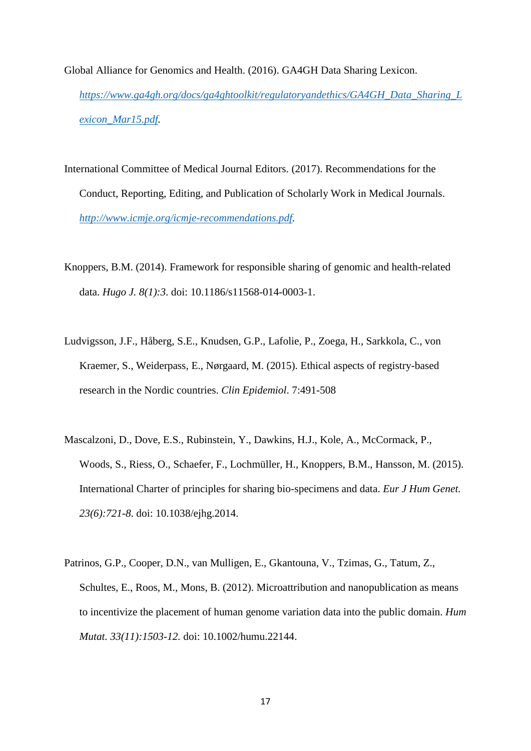Global Alliance for Genomics and Health. (2016). GA4GH Data Sharing Lexicon. *https://www.ga4gh.org/docs/ga4ghtoolkit/regulatoryandethics/GA4GH_Data_Sharing_Lexicon_Mar15.pdf*.

International Committee of Medical Journal Editors. (2017). Recommendations for the Conduct, Reporting, Editing, and Publication of Scholarly Work in Medical Journals. *http://www.icmje.org/icmje-recommendations.pdf*.

Knoppers, B.M. (2014). Framework for responsible sharing of genomic and health-related data. *Hugo J. 8(1):3*. doi: 10.1186/s11568-014-0003-1.

Ludvigsson, J.F., Håberg, S.E., Knudsen, G.P., Lafolie, P., Zoega, H., Sarkkola, C., von Kraemer, S., Weiderpass, E., Nørgaard, M. (2015). Ethical aspects of registry-based research in the Nordic countries. *Clin Epidemiol*. 7:491-508

Mascalzoni, D., Dove, E.S., Rubinstein, Y., Dawkins, H.J., Kole, A., McCormack, P., Woods, S., Riess, O., Schaefer, F., Lochmüller, H., Knoppers, B.M., Hansson, M. (2015). International Charter of principles for sharing bio-specimens and data. *Eur J Hum Genet. 23(6):721-8*. doi: 10.1038/ejhg.2014.

Patrinos, G.P., Cooper, D.N., van Mulligen, E., Gkantouna, V., Tzimas, G., Tatum, Z., Schultes, E., Roos, M., Mons, B. (2012). Microattribution and nanopublication as means to incentivize the placement of human genome variation data into the public domain. *Hum Mutat. 33(11):1503-12.* doi: 10.1002/humu.22144.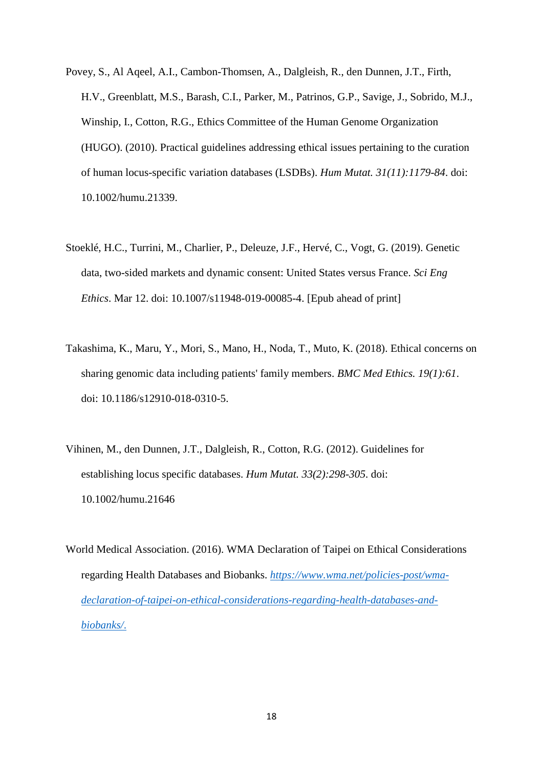Povey, S., Al Aqeel, A.I., Cambon-Thomsen, A., Dalgleish, R., den Dunnen, J.T., Firth, H.V., Greenblatt, M.S., Barash, C.I., Parker, M., Patrinos, G.P., Savige, J., Sobrido, M.J., Winship, I., Cotton, R.G., Ethics Committee of the Human Genome Organization (HUGO). (2010). Practical guidelines addressing ethical issues pertaining to the curation of human locus-specific variation databases (LSDBs). *Hum Mutat. 31(11):1179-84*. doi: 10.1002/humu.21339.

Stoeklé, H.C., Turrini, M., Charlier, P., Deleuze, J.F., Hervé, C., Vogt, G. (2019). Genetic data, two-sided markets and dynamic consent: United States versus France. *Sci Eng Ethics*. Mar 12. doi: 10.1007/s11948-019-00085-4. [Epub ahead of print]

Takashima, K., Maru, Y., Mori, S., Mano, H., Noda, T., Muto, K. (2018). Ethical concerns on sharing genomic data including patients' family members. *BMC Med Ethics. 19(1):61*. doi: 10.1186/s12910-018-0310-5.

Vihinen, M., den Dunnen, J.T., Dalgleish, R., Cotton, R.G. (2012). Guidelines for establishing locus specific databases. *Hum Mutat. 33(2):298-305*. doi: 10.1002/humu.21646

World Medical Association. (2016). WMA Declaration of Taipei on Ethical Considerations regarding Health Databases and Biobanks. [https://www.wma.net/policies-post/wma-declaration-of-taipei-on-ethical-considerations-regarding-health-databases-and-biobanks/.](https://www.wma.net/policies-post/wma-declaration-of-taipei-on-ethical-considerations-regarding-health-databases-and-biobanks/)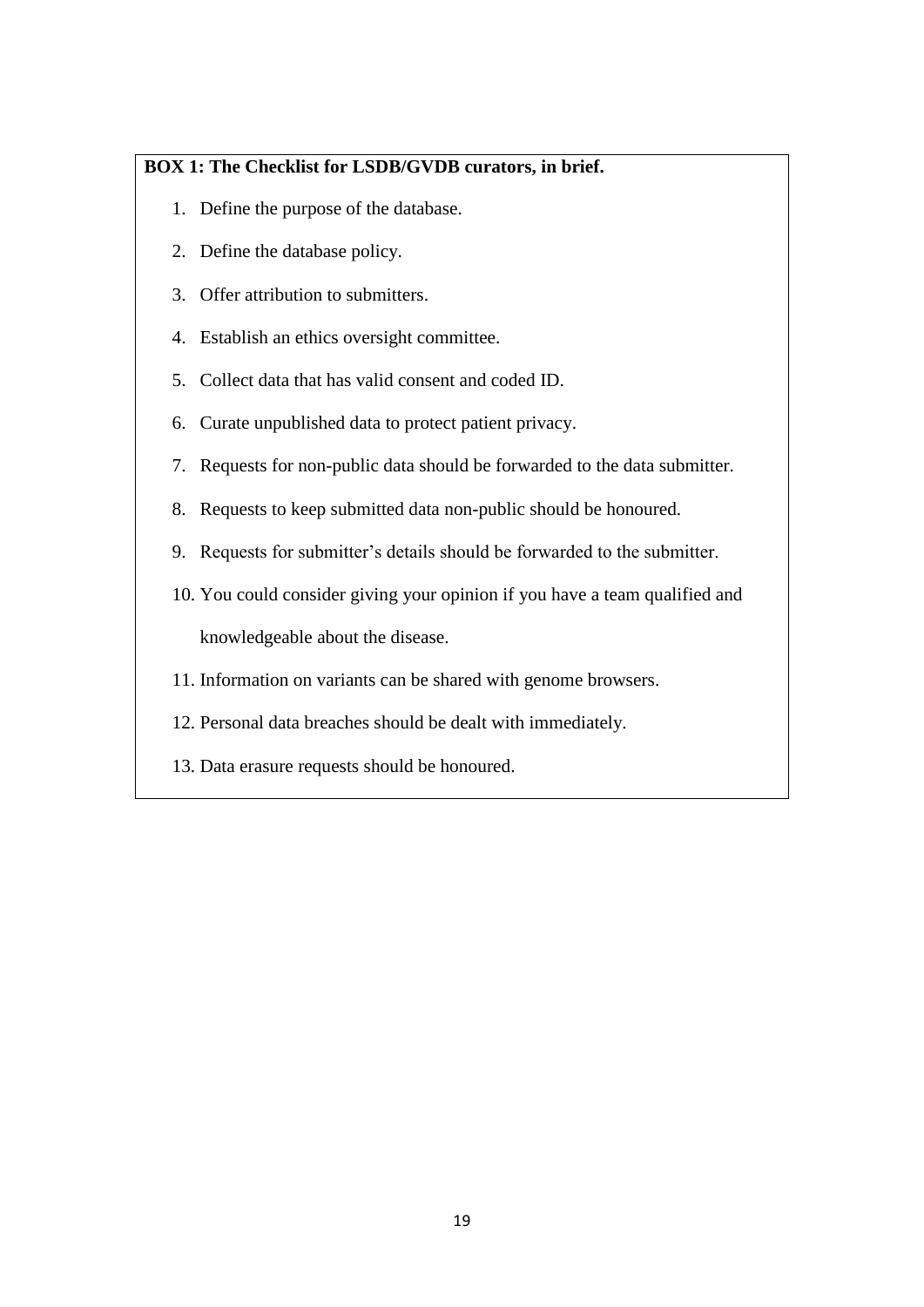**BOX 1: The Checklist for LSDB/GVDB curators, in brief.**

1. Define the purpose of the database.
2. Define the database policy.
3. Offer attribution to submitters.
4. Establish an ethics oversight committee.
5. Collect data that has valid consent and coded ID.
6. Curate unpublished data to protect patient privacy.
7. Requests for non-public data should be forwarded to the data submitter.
8. Requests to keep submitted data non-public should be honoured.
9. Requests for submitter's details should be forwarded to the submitter.
10. You could consider giving your opinion if you have a team qualified and knowledgeable about the disease.
11. Information on variants can be shared with genome browsers.
12. Personal data breaches should be dealt with immediately.
13. Data erasure requests should be honoured.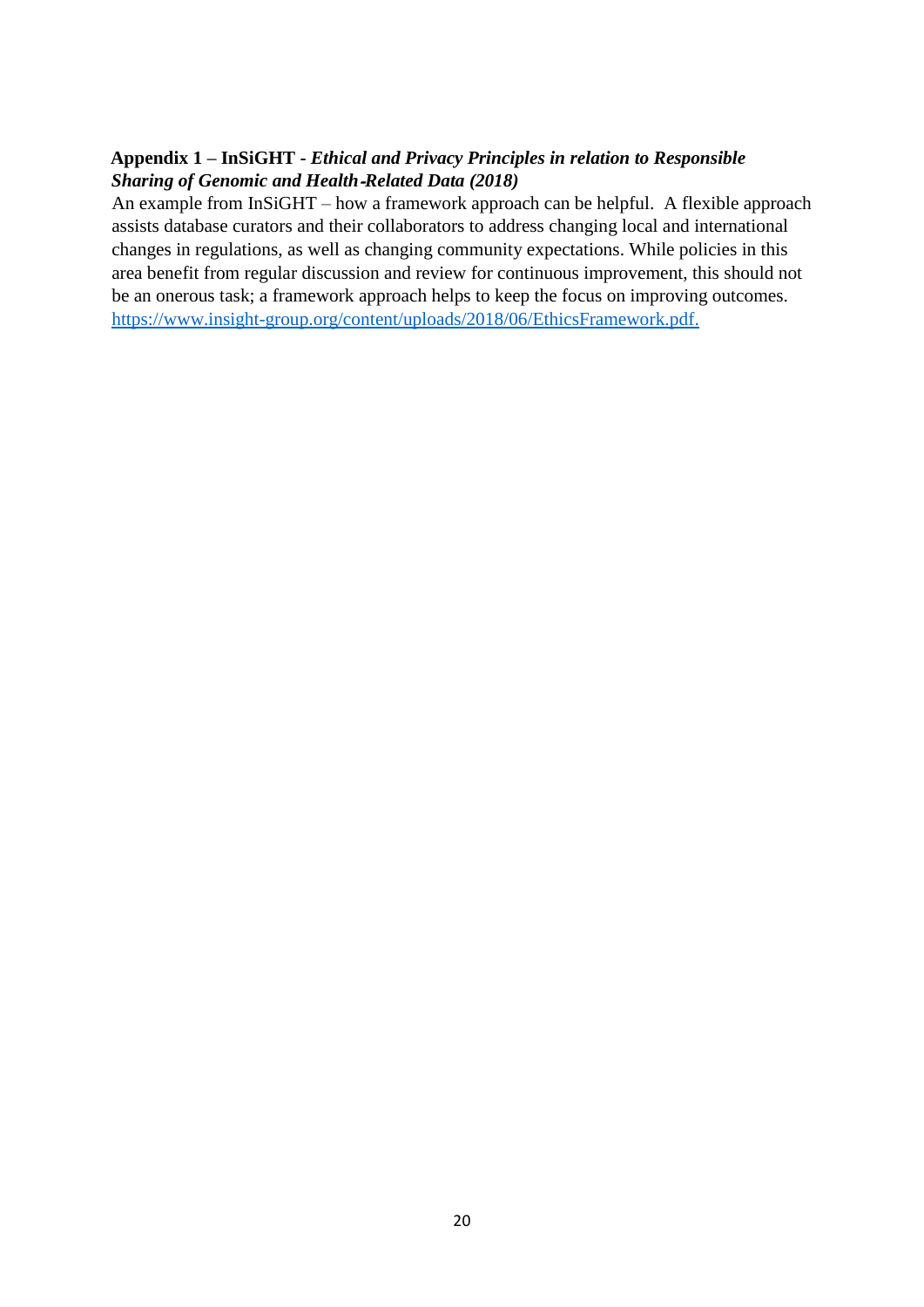**Appendix 1 – InSiGHT -** ***Ethical and Privacy Principles in relation to Responsible Sharing of Genomic and Health-Related Data (2018)***

An example from InSiGHT – how a framework approach can be helpful. A flexible approach assists database curators and their collaborators to address changing local and international changes in regulations, as well as changing community expectations. While policies in this area benefit from regular discussion and review for continuous improvement, this should not be an onerous task; a framework approach helps to keep the focus on improving outcomes. [https://www.insight-group.org/content/uploads/2018/06/EthicsFramework.pdf.](https://www.insight-group.org/content/uploads/2018/06/EthicsFramework.pdf)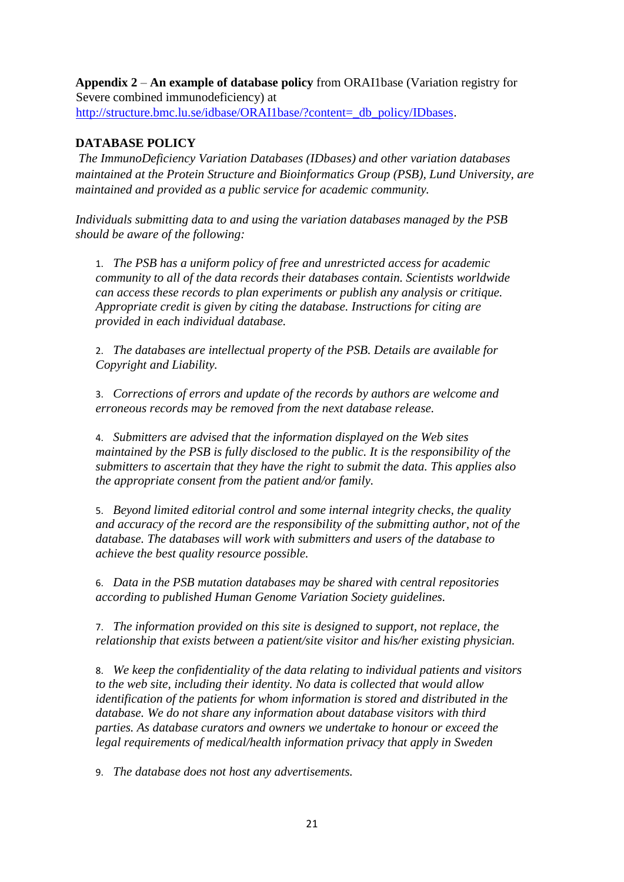**Appendix 2** – **An example of database policy** from ORAI1base (Variation registry for Severe combined immunodeficiency) at http://structure.bmc.lu.se/idbase/ORAI1base/?content=_db_policy/IDbases.

**DATABASE POLICY**

*The ImmunoDeficiency Variation Databases (IDbases) and other variation databases maintained at the Protein Structure and Bioinformatics Group (PSB), Lund University, are maintained and provided as a public service for academic community.*

*Individuals submitting data to and using the variation databases managed by the PSB should be aware of the following:*

1. *The PSB has a uniform policy of free and unrestricted access for academic community to all of the data records their databases contain. Scientists worldwide can access these records to plan experiments or publish any analysis or critique. Appropriate credit is given by citing the database. Instructions for citing are provided in each individual database.*

2. *The databases are intellectual property of the PSB. Details are available for Copyright and Liability.*

3. *Corrections of errors and update of the records by authors are welcome and erroneous records may be removed from the next database release.*

4. *Submitters are advised that the information displayed on the Web sites maintained by the PSB is fully disclosed to the public. It is the responsibility of the submitters to ascertain that they have the right to submit the data. This applies also the appropriate consent from the patient and/or family.*

5. *Beyond limited editorial control and some internal integrity checks, the quality and accuracy of the record are the responsibility of the submitting author, not of the database. The databases will work with submitters and users of the database to achieve the best quality resource possible.*

6. *Data in the PSB mutation databases may be shared with central repositories according to published Human Genome Variation Society guidelines.*

7. *The information provided on this site is designed to support, not replace, the relationship that exists between a patient/site visitor and his/her existing physician.*

8. *We keep the confidentiality of the data relating to individual patients and visitors to the web site, including their identity. No data is collected that would allow identification of the patients for whom information is stored and distributed in the database. We do not share any information about database visitors with third parties. As database curators and owners we undertake to honour or exceed the legal requirements of medical/health information privacy that apply in Sweden*

9. *The database does not host any advertisements.*